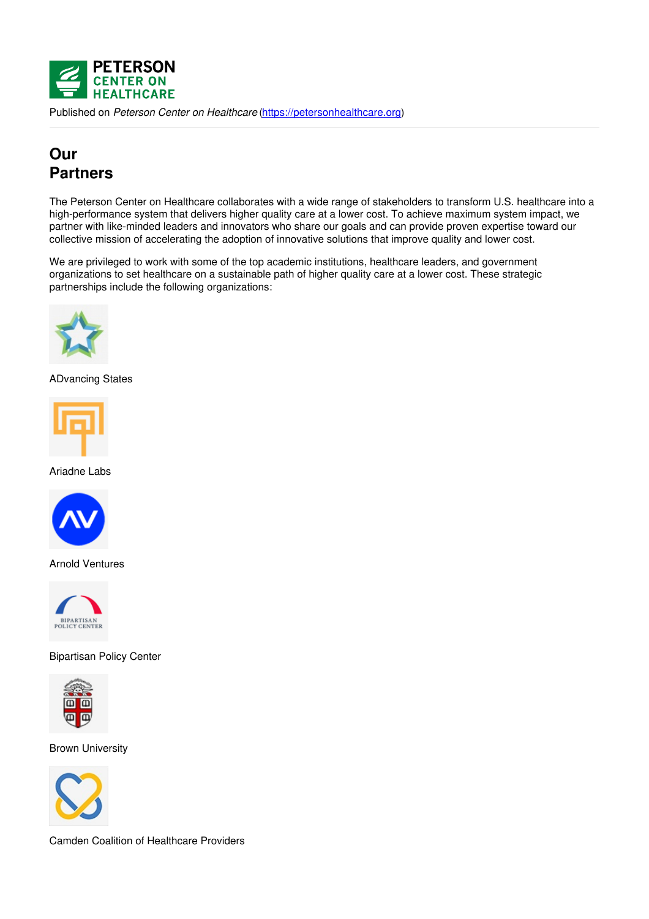Published on *Peterson Center on Healthcare* (https://petersonhealthcare.org)

# Our Partners

The Peterson Center on Healthcare collaborates with a wide range of stakeholders to transform U.S. healthcare into a high-performance system that delivers higher quality care at a lower cost. To achieve maximum system impact, we partner with like-minded leaders and innovators who share our goals and can provide proven expertise toward our collective mission of accelerating the adoption of innovative solutions that improve quality and lower cost.

We are privileged to work with some of the top academic institutions, healthcare leaders, and government organizations to set healthcare on a sustainable path of higher quality care at a lower cost. These strategic partnerships include the following organizations:

ADvancing States

Ariadne Labs

Arnold Ventures

Bipartisan Policy Center

Brown University

Camden Coalition of Healthcare Providers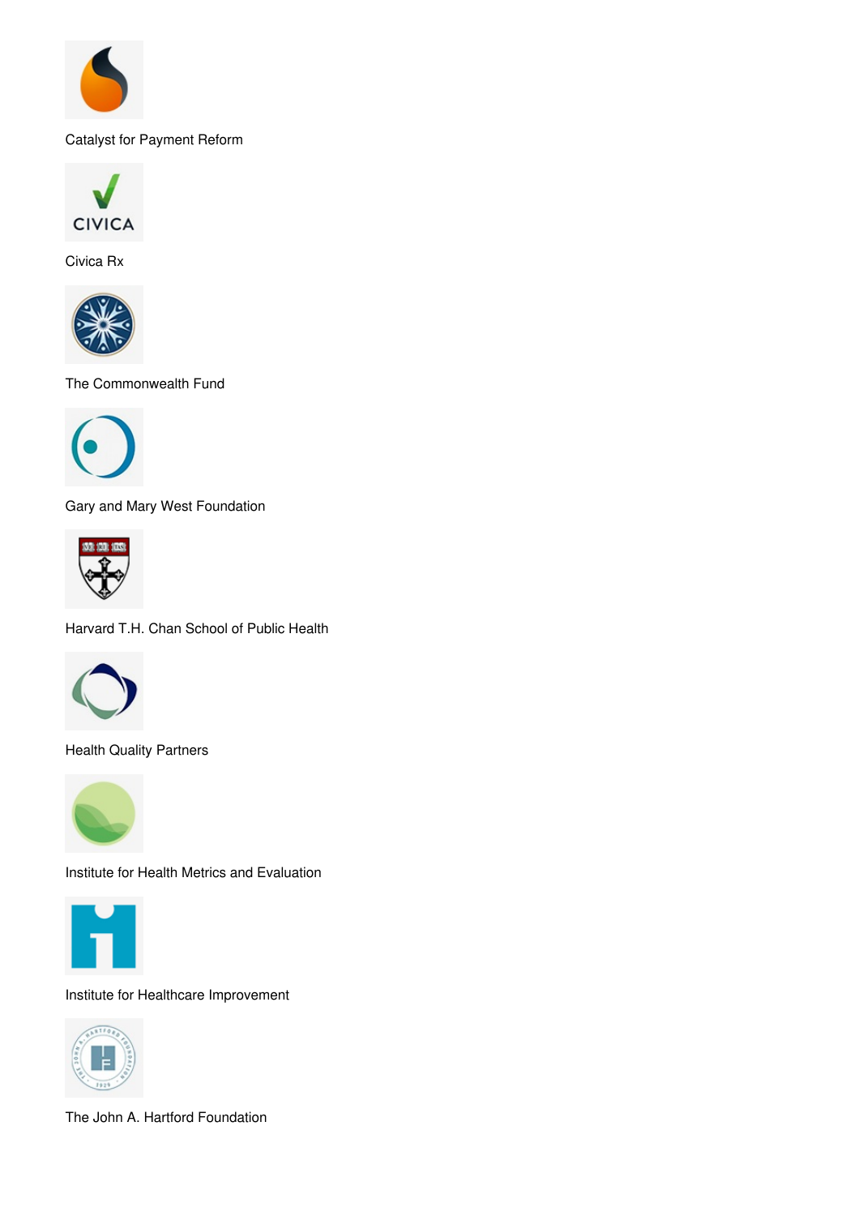Catalyst for Payment Reform

Civica Rx

The Commonwealth Fund

Gary and Mary West Foundation

Harvard T.H. Chan School of Public Health

Health Quality Partners

Institute for Health Metrics and Evaluation

Institute for Healthcare Improvement

The John A. Hartford Foundation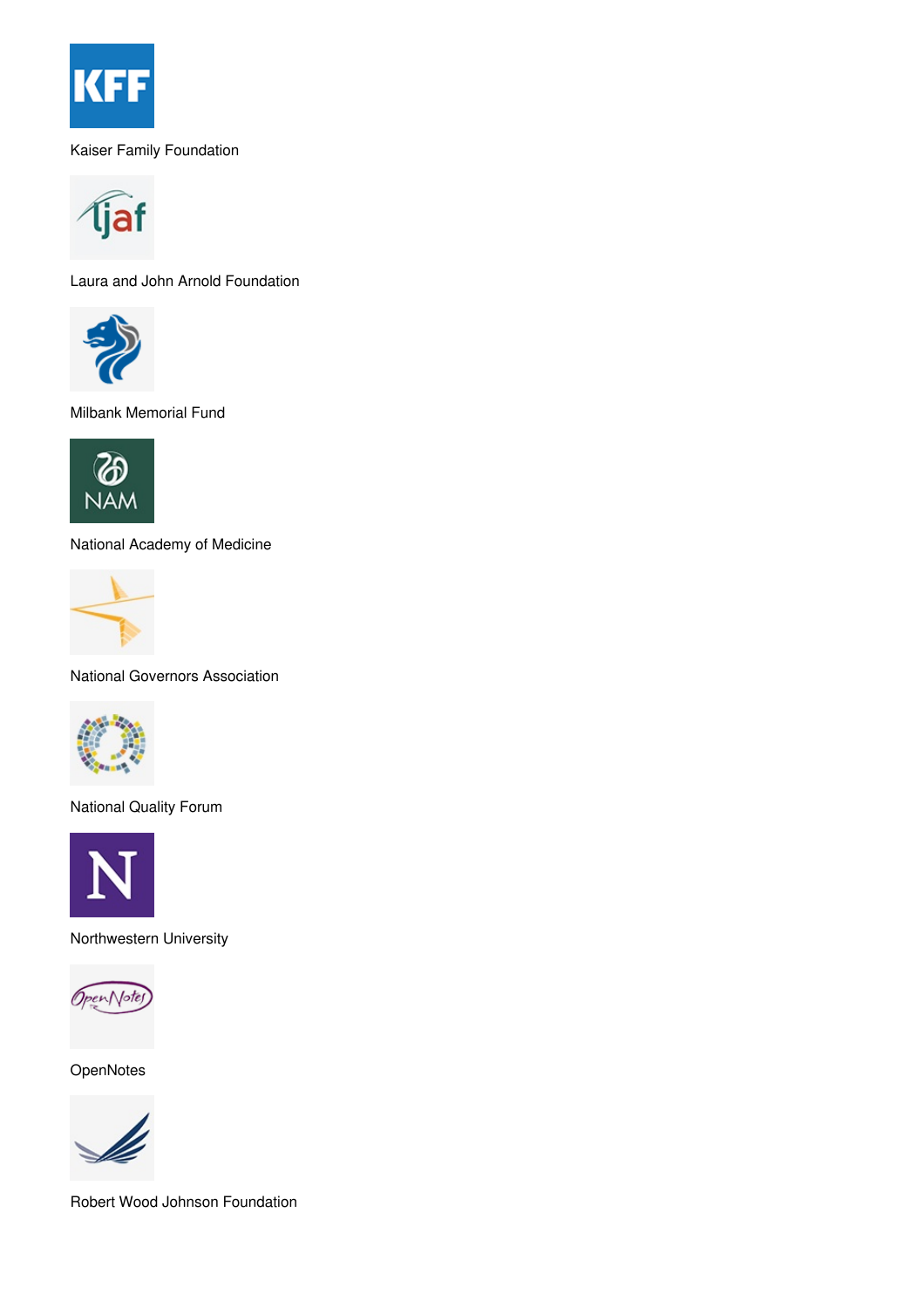Kaiser Family Foundation

Laura and John Arnold Foundation

Milbank Memorial Fund

National Academy of Medicine

National Governors Association

National Quality Forum

Northwestern University

OpenNotes

Robert Wood Johnson Foundation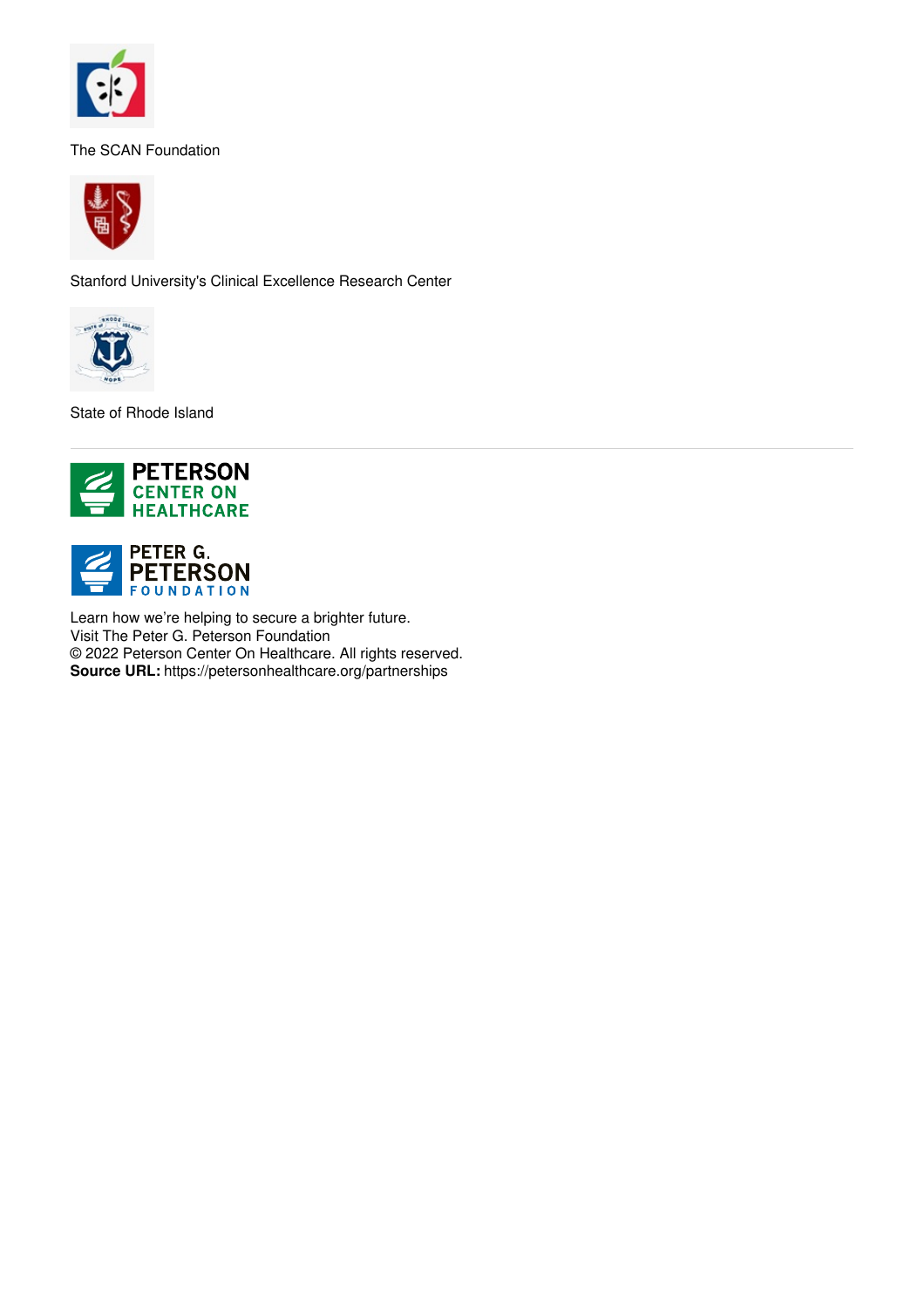The SCAN Foundation

Stanford University's Clinical Excellence Research Center

State of Rhode Island

---

Learn how we’re helping to secure a brighter future.
Visit The Peter G. Peterson Foundation
© 2022 Peterson Center On Healthcare. All rights reserved.
**Source URL:** https://petersonhealthcare.org/partnerships